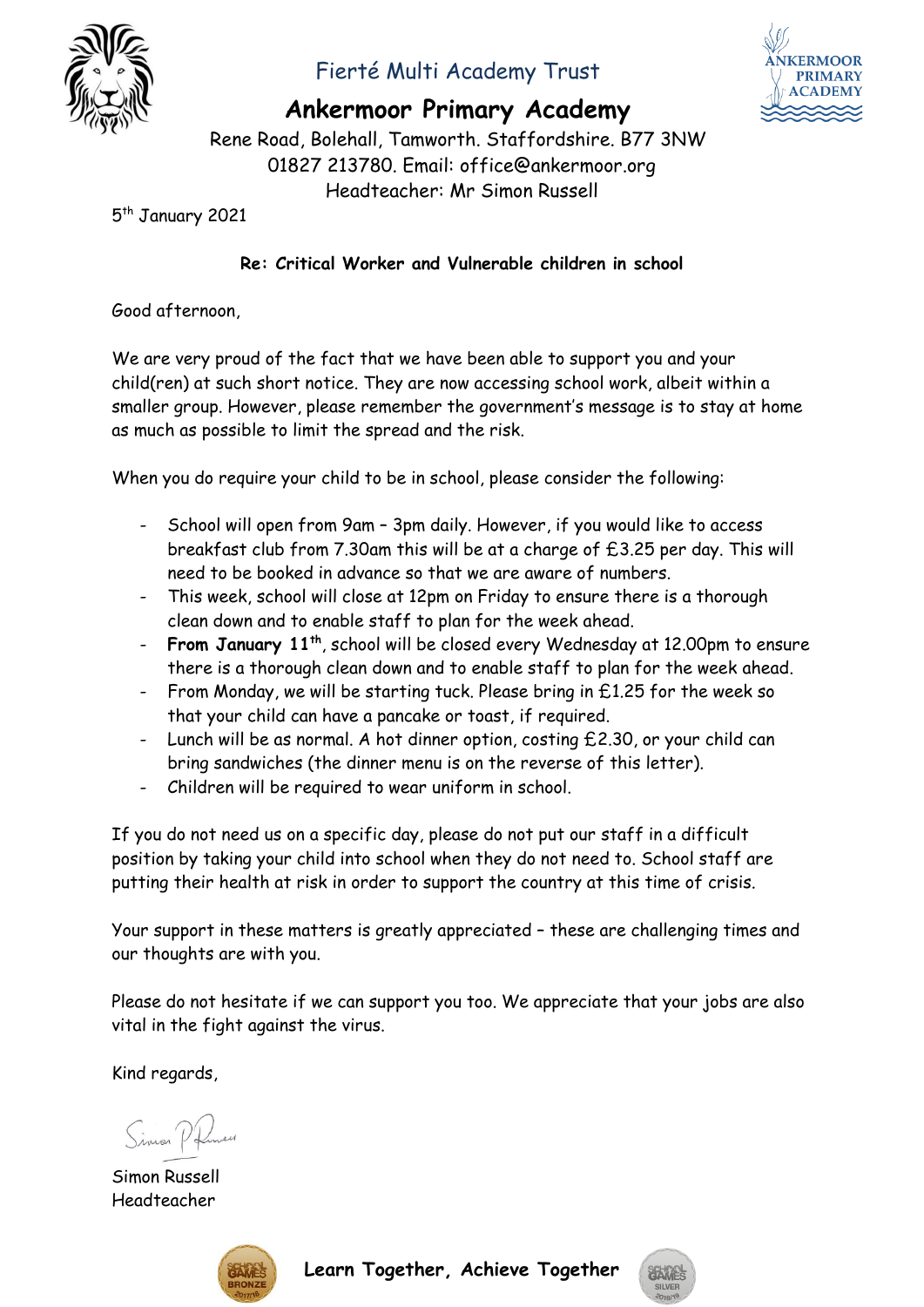Fierté Multi Academy Trust

# Ankermoor Primary Academy

Rene Road, Bolehall, Tamworth. Staffordshire. B77 3NW
01827 213780. Email: office@ankermoor.org
Headteacher: Mr Simon Russell

5th January 2021

**Re: Critical Worker and Vulnerable children in school**

Good afternoon,

We are very proud of the fact that we have been able to support you and your child(ren) at such short notice. They are now accessing school work, albeit within a smaller group. However, please remember the government's message is to stay at home as much as possible to limit the spread and the risk.

When you do require your child to be in school, please consider the following:

- School will open from 9am – 3pm daily. However, if you would like to access breakfast club from 7.30am this will be at a charge of £3.25 per day. This will need to be booked in advance so that we are aware of numbers.
- This week, school will close at 12pm on Friday to ensure there is a thorough clean down and to enable staff to plan for the week ahead.
- **From January 11th**, school will be closed every Wednesday at 12.00pm to ensure there is a thorough clean down and to enable staff to plan for the week ahead.
- From Monday, we will be starting tuck. Please bring in £1.25 for the week so that your child can have a pancake or toast, if required.
- Lunch will be as normal. A hot dinner option, costing £2.30, or your child can bring sandwiches (the dinner menu is on the reverse of this letter).
- Children will be required to wear uniform in school.

If you do not need us on a specific day, please do not put our staff in a difficult position by taking your child into school when they do not need to. School staff are putting their health at risk in order to support the country at this time of crisis.

Your support in these matters is greatly appreciated – these are challenging times and our thoughts are with you.

Please do not hesitate if we can support you too. We appreciate that your jobs are also vital in the fight against the virus.

Kind regards,

Simon Russell
Headteacher

**Learn Together, Achieve Together**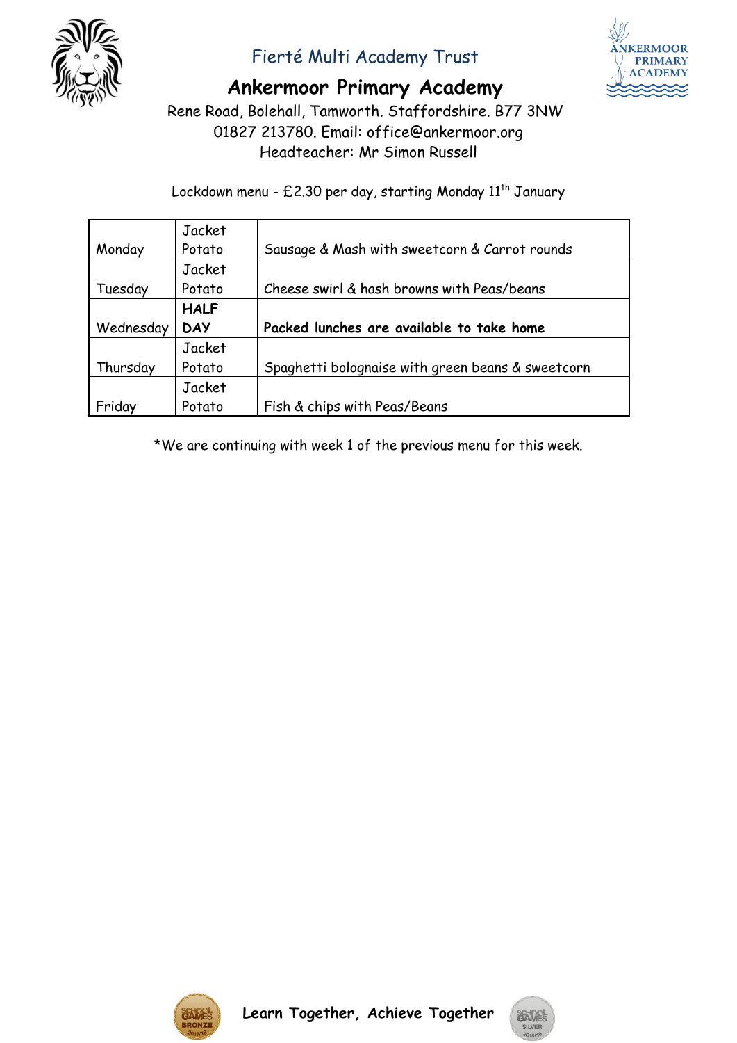Fierté Multi Academy Trust

# Ankermoor Primary Academy

Rene Road, Bolehall, Tamworth. Staffordshire. B77 3NW
01827 213780. Email: office@ankermoor.org
Headteacher: Mr Simon Russell

Lockdown menu - £2.30 per day, starting Monday 11th January

| | | |
|---|---|---|
| Monday | Jacket Potato | Sausage & Mash with sweetcorn & Carrot rounds |
| Tuesday | Jacket Potato | Cheese swirl & hash browns with Peas/beans |
| Wednesday | **HALF DAY** | **Packed lunches are available to take home** |
| Thursday | Jacket Potato | Spaghetti bolognaise with green beans & sweetcorn |
| Friday | Jacket Potato | Fish & chips with Peas/Beans |

*We are continuing with week 1 of the previous menu for this week.

**Learn Together, Achieve Together**